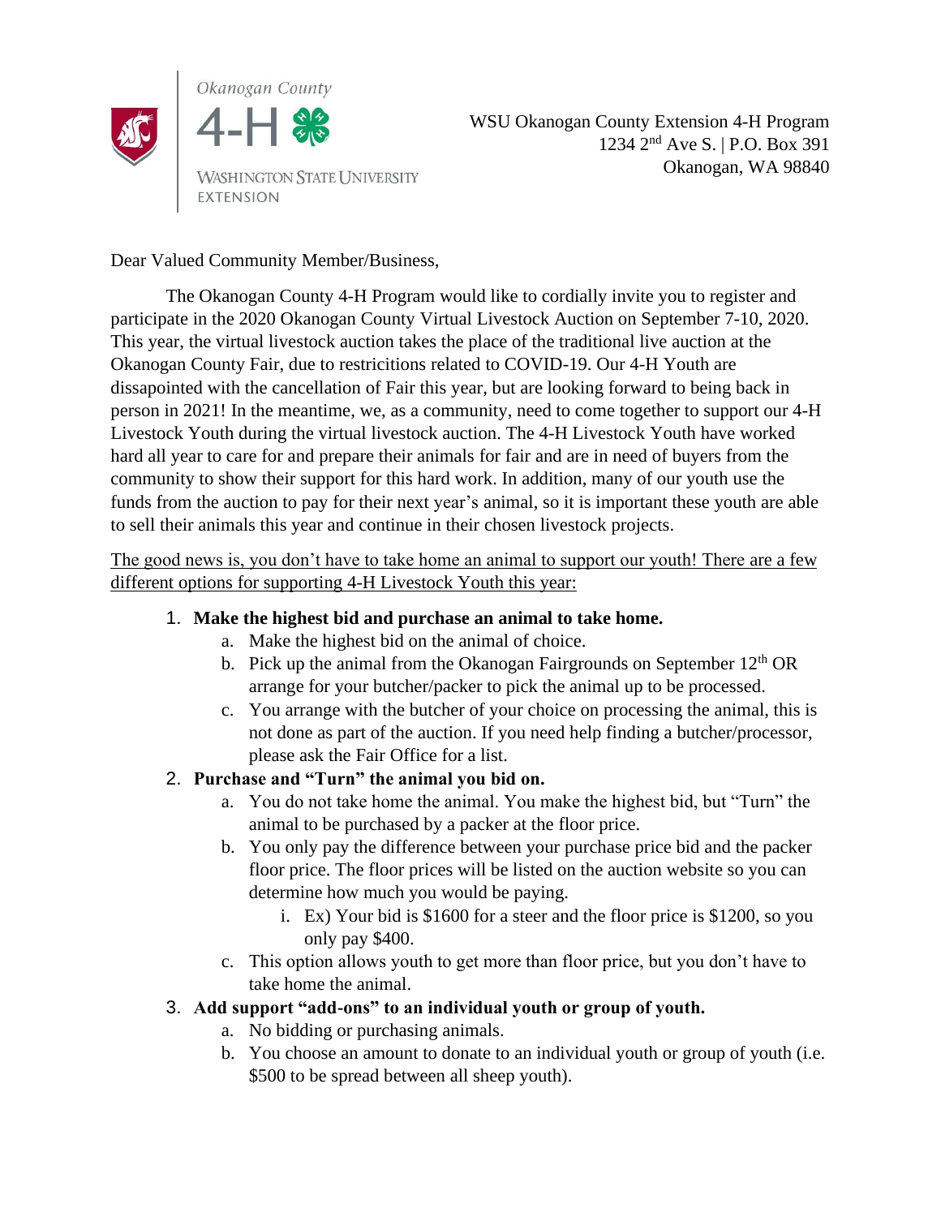Okanogan County

4-H

WASHINGTON STATE UNIVERSITY EXTENSION

WSU Okanogan County Extension 4-H Program
1234 2nd Ave S. | P.O. Box 391
Okanogan, WA 98840

Dear Valued Community Member/Business,

The Okanogan County 4-H Program would like to cordially invite you to register and participate in the 2020 Okanogan County Virtual Livestock Auction on September 7-10, 2020. This year, the virtual livestock auction takes the place of the traditional live auction at the Okanogan County Fair, due to restricitions related to COVID-19. Our 4-H Youth are dissapointed with the cancellation of Fair this year, but are looking forward to being back in person in 2021! In the meantime, we, as a community, need to come together to support our 4-H Livestock Youth during the virtual livestock auction. The 4-H Livestock Youth have worked hard all year to care for and prepare their animals for fair and are in need of buyers from the community to show their support for this hard work. In addition, many of our youth use the funds from the auction to pay for their next year's animal, so it is important these youth are able to sell their animals this year and continue in their chosen livestock projects.

<u>The good news is, you don't have to take home an animal to support our youth! There are a few different options for supporting 4-H Livestock Youth this year:</u>

1. **Make the highest bid and purchase an animal to take home.**
   a. Make the highest bid on the animal of choice.
   b. Pick up the animal from the Okanogan Fairgrounds on September 12th OR arrange for your butcher/packer to pick the animal up to be processed.
   c. You arrange with the butcher of your choice on processing the animal, this is not done as part of the auction. If you need help finding a butcher/processor, please ask the Fair Office for a list.
2. **Purchase and "Turn" the animal you bid on.**
   a. You do not take home the animal. You make the highest bid, but "Turn" the animal to be purchased by a packer at the floor price.
   b. You only pay the difference between your purchase price bid and the packer floor price. The floor prices will be listed on the auction website so you can determine how much you would be paying.
      i. Ex) Your bid is $1600 for a steer and the floor price is $1200, so you only pay $400.
   c. This option allows youth to get more than floor price, but you don't have to take home the animal.
3. **Add support "add-ons" to an individual youth or group of youth.**
   a. No bidding or purchasing animals.
   b. You choose an amount to donate to an individual youth or group of youth (i.e. $500 to be spread between all sheep youth).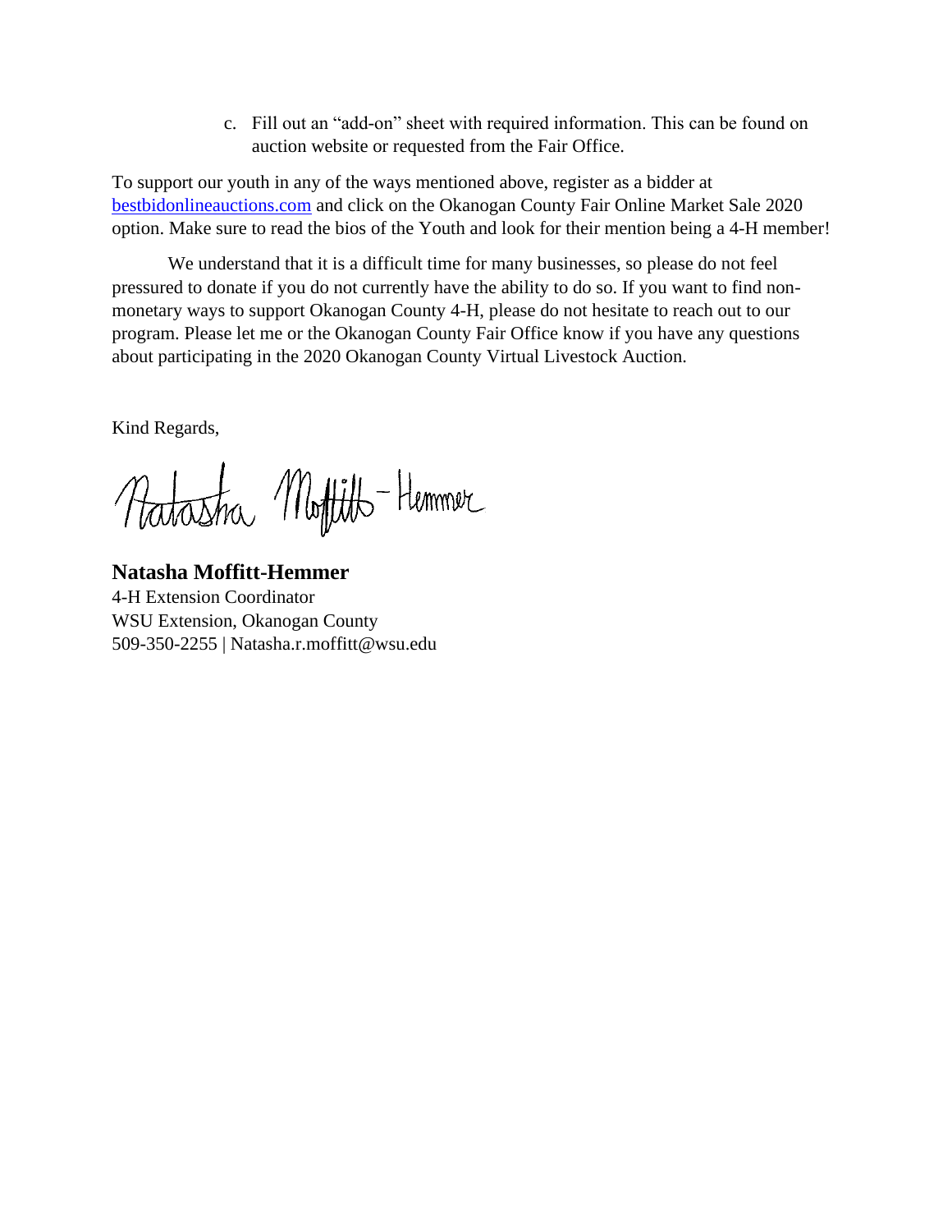c. Fill out an "add-on" sheet with required information. This can be found on auction website or requested from the Fair Office.

To support our youth in any of the ways mentioned above, register as a bidder at [bestbidonlineauctions.com](http://bestbidonlineauctions.com) and click on the Okanogan County Fair Online Market Sale 2020 option. Make sure to read the bios of the Youth and look for their mention being a 4-H member!

We understand that it is a difficult time for many businesses, so please do not feel pressured to donate if you do not currently have the ability to do so. If you want to find non-monetary ways to support Okanogan County 4-H, please do not hesitate to reach out to our program. Please let me or the Okanogan County Fair Office know if you have any questions about participating in the 2020 Okanogan County Virtual Livestock Auction.

Kind Regards,

Natasha Moffitt-Hemmer

**Natasha Moffitt-Hemmer**
4-H Extension Coordinator
WSU Extension, Okanogan County
509-350-2255 | Natasha.r.moffitt@wsu.edu